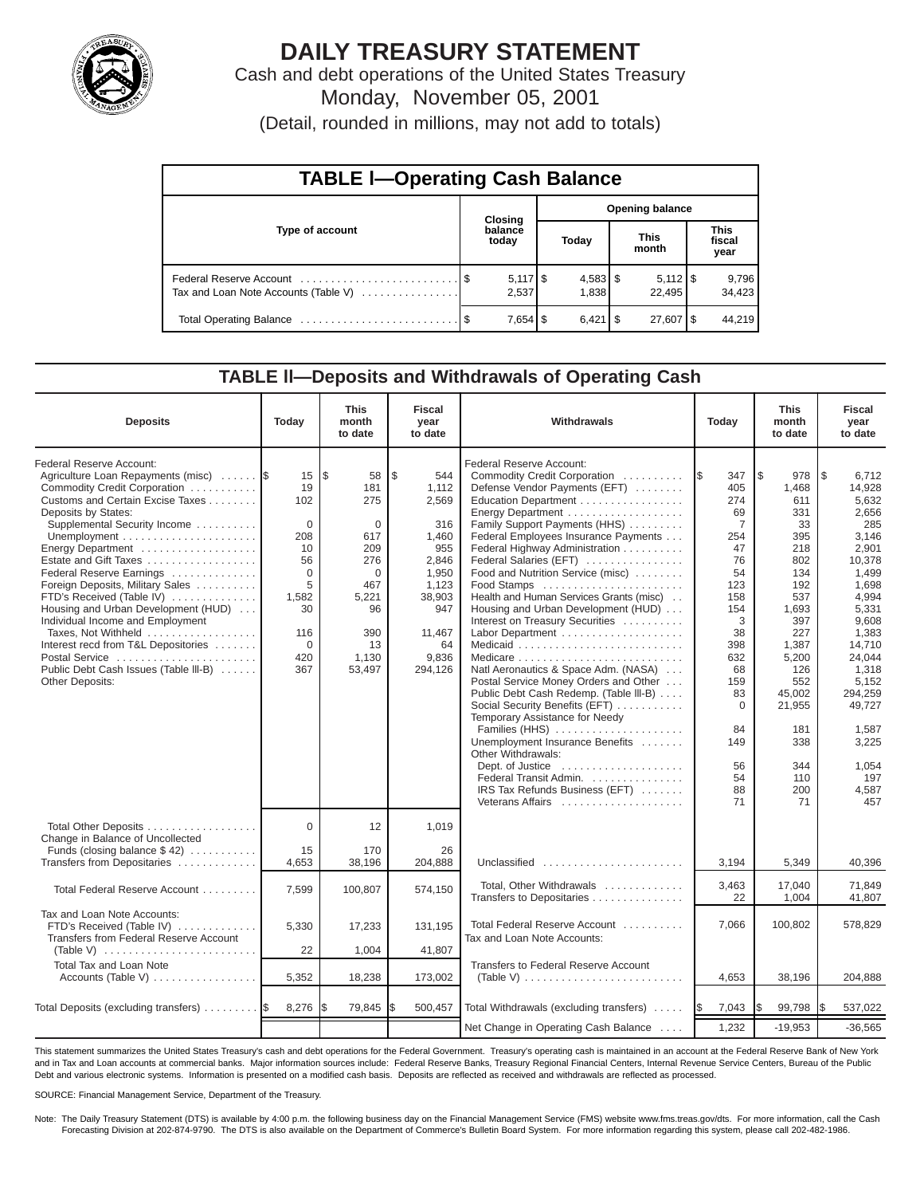# DAILY TREASURY STATEMENT

Cash and debt operations of the United States Treasury

Monday, November 05, 2001

(Detail, rounded in millions, may not add to totals)

## TABLE I—Operating Cash Balance

| Type of account | Closing balance today | Opening balance Today | Opening balance This month | Opening balance This fiscal year |
|---|---|---|---|---|
| Federal Reserve Account | $ 5,117 | $ 4,583 | $ 5,112 | $ 9,796 |
| Tax and Loan Note Accounts (Table V) | 2,537 | 1,838 | 22,495 | 34,423 |
| Total Operating Balance | $ 7,654 | $ 6,421 | $ 27,607 | $ 44,219 |

## TABLE II—Deposits and Withdrawals of Operating Cash

| Deposits | Today | This month to date | Fiscal year to date |
|---|---|---|---|
| Federal Reserve Account: | | | |
| Agriculture Loan Repayments (misc) | $ 15 | $ 58 | $ 544 |
| Commodity Credit Corporation | 19 | 181 | 1,112 |
| Customs and Certain Excise Taxes | 102 | 275 | 2,569 |
| Deposits by States: | | | |
| Supplemental Security Income | 0 | 0 | 316 |
| Unemployment | 208 | 617 | 1,460 |
| Energy Department | 10 | 209 | 955 |
| Estate and Gift Taxes | 56 | 276 | 2,846 |
| Federal Reserve Earnings | 0 | 0 | 1,950 |
| Foreign Deposits, Military Sales | 5 | 467 | 1,123 |
| FTD's Received (Table IV) | 1,582 | 5,221 | 38,903 |
| Housing and Urban Development (HUD) | 30 | 96 | 947 |
| Individual Income and Employment Taxes, Not Withheld | 116 | 390 | 11,467 |
| Interest recd from T&L Depositories | 0 | 13 | 64 |
| Postal Service | 420 | 1,130 | 9,836 |
| Public Debt Cash Issues (Table III-B) | 367 | 53,497 | 294,126 |
| Other Deposits: | | | |
| Total Other Deposits | 0 | 12 | 1,019 |
| Change in Balance of Uncollected Funds (closing balance $ 42) | 15 | 170 | 26 |
| Transfers from Depositaries | 4,653 | 38,196 | 204,888 |
| Total Federal Reserve Account | 7,599 | 100,807 | 574,150 |
| Tax and Loan Note Accounts: | | | |
| FTD's Received (Table IV) | 5,330 | 17,233 | 131,195 |
| Transfers from Federal Reserve Account (Table V) | 22 | 1,004 | 41,807 |
| Total Tax and Loan Note Accounts (Table V) | 5,352 | 18,238 | 173,002 |
| Total Deposits (excluding transfers) | $ 8,276 | $ 79,845 | $ 500,457 |

| Withdrawals | Today | This month to date | Fiscal year to date |
|---|---|---|---|
| Federal Reserve Account: | | | |
| Commodity Credit Corporation | $ 347 | $ 978 | $ 6,712 |
| Defense Vendor Payments (EFT) | 405 | 1,468 | 14,928 |
| Education Department | 274 | 611 | 5,632 |
| Energy Department | 69 | 331 | 2,656 |
| Family Support Payments (HHS) | 7 | 33 | 285 |
| Federal Employees Insurance Payments | 254 | 395 | 3,146 |
| Federal Highway Administration | 47 | 218 | 2,901 |
| Federal Salaries (EFT) | 76 | 802 | 10,378 |
| Food and Nutrition Service (misc) | 54 | 134 | 1,499 |
| Food Stamps | 123 | 192 | 1,698 |
| Health and Human Services Grants (misc) | 158 | 537 | 4,994 |
| Housing and Urban Development (HUD) | 154 | 1,693 | 5,331 |
| Interest on Treasury Securities | 3 | 397 | 9,608 |
| Labor Department | 38 | 227 | 1,383 |
| Medicaid | 398 | 1,387 | 14,710 |
| Medicare | 632 | 5,200 | 24,044 |
| Natl Aeronautics & Space Adm. (NASA) | 68 | 126 | 1,318 |
| Postal Service Money Orders and Other | 159 | 552 | 5,152 |
| Public Debt Cash Redemp. (Table III-B) | 83 | 45,002 | 294,259 |
| Social Security Benefits (EFT) | 0 | 21,955 | 49,727 |
| Temporary Assistance for Needy Families (HHS) | 84 | 181 | 1,587 |
| Unemployment Insurance Benefits | 149 | 338 | 3,225 |
| Other Withdrawals: | | | |
| Dept. of Justice | 56 | 344 | 1,054 |
| Federal Transit Admin. | 54 | 110 | 197 |
| IRS Tax Refunds Business (EFT) | 88 | 200 | 4,587 |
| Veterans Affairs | 71 | 71 | 457 |
| Unclassified | 3,194 | 5,349 | 40,396 |
| Total, Other Withdrawals | 3,463 | 17,040 | 71,849 |
| Transfers to Depositaries | 22 | 1,004 | 41,807 |
| Total Federal Reserve Account | 7,066 | 100,802 | 578,829 |
| Tax and Loan Note Accounts: | | | |
| Transfers to Federal Reserve Account (Table V) | 4,653 | 38,196 | 204,888 |
| Total Withdrawals (excluding transfers) | $ 7,043 | $ 99,798 | $ 537,022 |
| Net Change in Operating Cash Balance | 1,232 | -19,953 | -36,565 |

This statement summarizes the United States Treasury's cash and debt operations for the Federal Government. Treasury's operating cash is maintained in an account at the Federal Reserve Bank of New York and in Tax and Loan accounts at commercial banks. Major information sources include: Federal Reserve Banks, Treasury Regional Financial Centers, Internal Revenue Service Centers, Bureau of the Public Debt and various electronic systems. Information is presented on a modified cash basis. Deposits are reflected as received and withdrawals are reflected as processed.

SOURCE: Financial Management Service, Department of the Treasury.

Note: The Daily Treasury Statement (DTS) is available by 4:00 p.m. the following business day on the Financial Management Service (FMS) website www.fms.treas.gov/dts. For more information, call the Cash Forecasting Division at 202-874-9790. The DTS is also available on the Department of Commerce's Bulletin Board System. For more information regarding this system, please call 202-482-1986.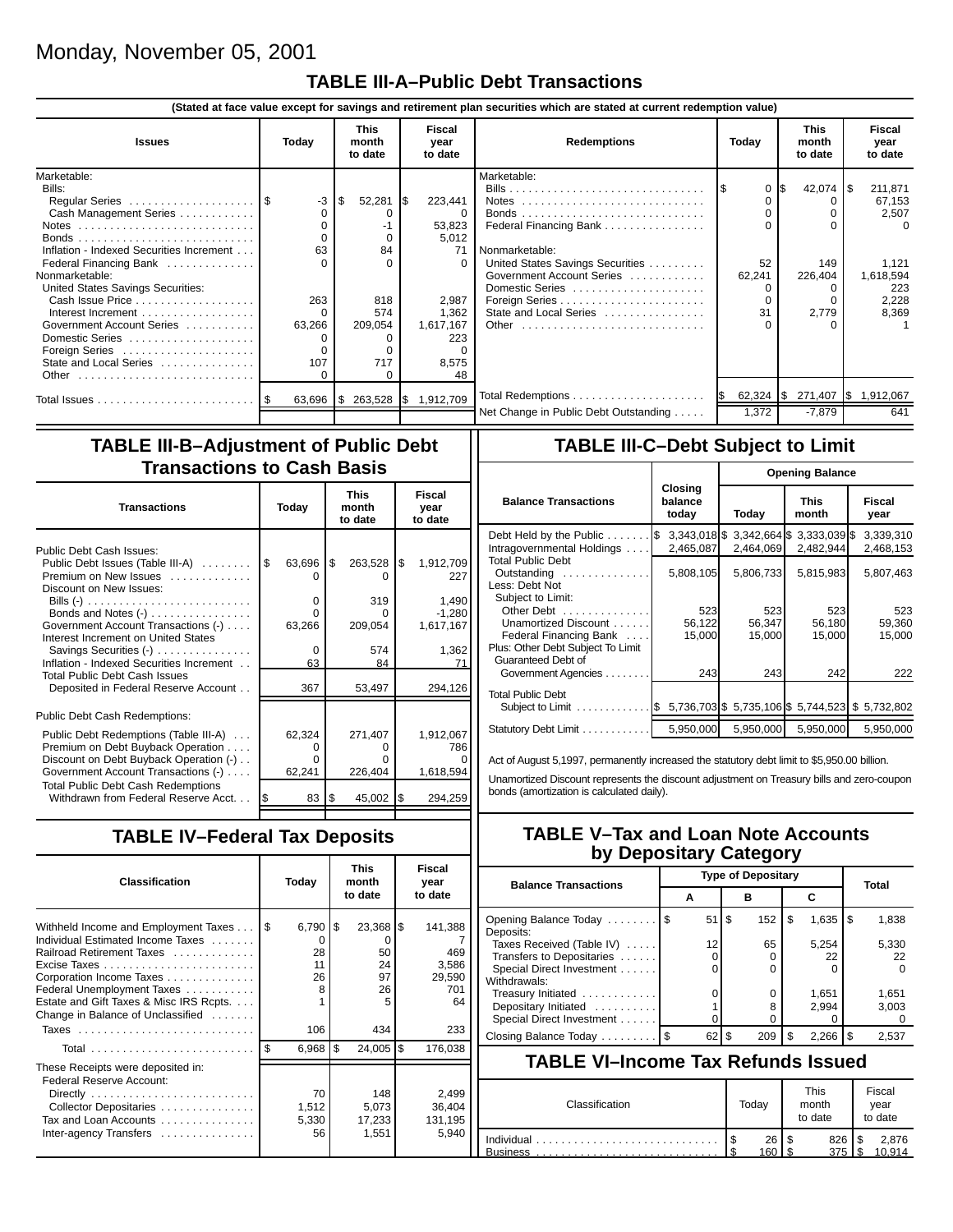Monday, November 05, 2001

## TABLE III-A–Public Debt Transactions

(Stated at face value except for savings and retirement plan securities which are stated at current redemption value)

| Issues | Today | This month to date | Fiscal year to date |
|---|---|---|---|
| Marketable: | | | |
| Bills: | | | |
| Regular Series | $ -3 | $ 52,281 | $ 223,441 |
| Cash Management Series | 0 | 0 | 0 |
| Notes | 0 | -1 | 53,823 |
| Bonds | 0 | 0 | 5,012 |
| Inflation - Indexed Securities Increment | 63 | 84 | 71 |
| Federal Financing Bank | 0 | 0 | 0 |
| Nonmarketable: | | | |
| United States Savings Securities: | | | |
| Cash Issue Price | 263 | 818 | 2,987 |
| Interest Increment | 0 | 574 | 1,362 |
| Government Account Series | 63,266 | 209,054 | 1,617,167 |
| Domestic Series | 0 | 0 | 223 |
| Foreign Series | 0 | 0 | 0 |
| State and Local Series | 107 | 717 | 8,575 |
| Other | 0 | 0 | 48 |
| Total Issues | $ 63,696 | $ 263,528 | $ 1,912,709 |

| Redemptions | Today | This month to date | Fiscal year to date |
|---|---|---|---|
| Marketable: | | | |
| Bills | $ 0 | $ 42,074 | $ 211,871 |
| Notes | 0 | 0 | 67,153 |
| Bonds | 0 | 0 | 2,507 |
| Federal Financing Bank | 0 | 0 | 0 |
| Nonmarketable: | | | |
| United States Savings Securities | 52 | 149 | 1,121 |
| Government Account Series | 62,241 | 226,404 | 1,618,594 |
| Domestic Series | 0 | 0 | 223 |
| Foreign Series | 0 | 0 | 2,228 |
| State and Local Series | 31 | 2,779 | 8,369 |
| Other | 0 | 0 | 1 |
| Total Redemptions | $ 62,324 | $ 271,407 | $ 1,912,067 |
| Net Change in Public Debt Outstanding | 1,372 | -7,879 | 641 |

## TABLE III-B–Adjustment of Public Debt Transactions to Cash Basis

| Transactions | Today | This month to date | Fiscal year to date |
|---|---|---|---|
| Public Debt Cash Issues: | | | |
| Public Debt Issues (Table III-A) | $ 63,696 | $ 263,528 | $ 1,912,709 |
| Premium on New Issues | 0 | 0 | 227 |
| Discount on New Issues: | | | |
| Bills (-) | 0 | 319 | 1,490 |
| Bonds and Notes (-) | 0 | 0 | -1,280 |
| Government Account Transactions (-) | 63,266 | 209,054 | 1,617,167 |
| Interest Increment on United States Savings Securities (-) | 0 | 574 | 1,362 |
| Inflation - Indexed Securities Increment | 63 | 84 | 71 |
| Total Public Debt Cash Issues Deposited in Federal Reserve Account | 367 | 53,497 | 294,126 |
| Public Debt Cash Redemptions: | | | |
| Public Debt Redemptions (Table III-A) | 62,324 | 271,407 | 1,912,067 |
| Premium on Debt Buyback Operation | 0 | 0 | 786 |
| Discount on Debt Buyback Operation (-) | 0 | 0 | 0 |
| Government Account Transactions (-) | 62,241 | 226,404 | 1,618,594 |
| Total Public Debt Cash Redemptions Withdrawn from Federal Reserve Acct. | $ 83 | $ 45,002 | $ 294,259 |

## TABLE III-C–Debt Subject to Limit

| Balance Transactions | Closing balance today | Opening Balance Today | Opening Balance This month | Opening Balance Fiscal year |
|---|---|---|---|---|
| Debt Held by the Public | $ 3,343,018 | $ 3,342,664 | $ 3,333,039 | $ 3,339,310 |
| Intragovernmental Holdings | 2,465,087 | 2,464,069 | 2,482,944 | 2,468,153 |
| Total Public Debt Outstanding | 5,808,105 | 5,806,733 | 5,815,983 | 5,807,463 |
| Less: Debt Not Subject to Limit: | | | | |
| Other Debt | 523 | 523 | 523 | 523 |
| Unamortized Discount | 56,122 | 56,347 | 56,180 | 59,360 |
| Federal Financing Bank | 15,000 | 15,000 | 15,000 | 15,000 |
| Plus: Other Debt Subject to Limit Guaranteed Debt of Government Agencies | 243 | 243 | 242 | 222 |
| Total Public Debt Subject to Limit | $ 5,736,703 | $ 5,735,106 | $ 5,744,523 | $ 5,732,802 |
| Statutory Debt Limit | 5,950,000 | 5,950,000 | 5,950,000 | 5,950,000 |

Act of August 5,1997, permanently increased the statutory debt limit to $5,950.00 billion.

Unamortized Discount represents the discount adjustment on Treasury bills and zero-coupon bonds (amortization is calculated daily).

## TABLE IV–Federal Tax Deposits

| Classification | Today | This month to date | Fiscal year to date |
|---|---|---|---|
| Withheld Income and Employment Taxes | $ 6,790 | $ 23,368 | $ 141,388 |
| Individual Estimated Income Taxes | 0 | 0 | 7 |
| Railroad Retirement Taxes | 28 | 50 | 469 |
| Excise Taxes | 11 | 24 | 3,586 |
| Corporation Income Taxes | 26 | 97 | 29,590 |
| Federal Unemployment Taxes | 8 | 26 | 701 |
| Estate and Gift Taxes & Misc IRS Rcpts. | 1 | 5 | 64 |
| Change in Balance of Unclassified Taxes | 106 | 434 | 233 |
| Total | $ 6,968 | $ 24,005 | $ 176,038 |
| These Receipts were deposited in: | | | |
| Federal Reserve Account: | | | |
| Directly | 70 | 148 | 2,499 |
| Collector Depositaries | 1,512 | 5,073 | 36,404 |
| Tax and Loan Accounts | 5,330 | 17,233 | 131,195 |
| Inter-agency Transfers | 56 | 1,551 | 5,940 |

## TABLE V–Tax and Loan Note Accounts by Depositary Category

| Balance Transactions | Type of Depositary A | Type of Depositary B | Type of Depositary C | Total |
|---|---|---|---|---|
| Opening Balance Today | $ 51 | $ 152 | $ 1,635 | $ 1,838 |
| Deposits: | | | | |
| Taxes Received (Table IV) | 12 | 65 | 5,254 | 5,330 |
| Transfers to Depositaries | 0 | 0 | 22 | 22 |
| Special Direct Investment | 0 | 0 | 0 | 0 |
| Withdrawals: | | | | |
| Treasury Initiated | 0 | 0 | 1,651 | 1,651 |
| Depositary Initiated | 1 | 8 | 2,994 | 3,003 |
| Special Direct Investment | 0 | 0 | 0 | 0 |
| Closing Balance Today | $ 62 | $ 209 | $ 2,266 | $ 2,537 |

## TABLE VI–Income Tax Refunds Issued

| Classification | Today | This month to date | Fiscal year to date |
|---|---|---|---|
| Individual | $ 26 | $ 826 | $ 2,876 |
| Business | $ 160 | $ 375 | $ 10,914 |